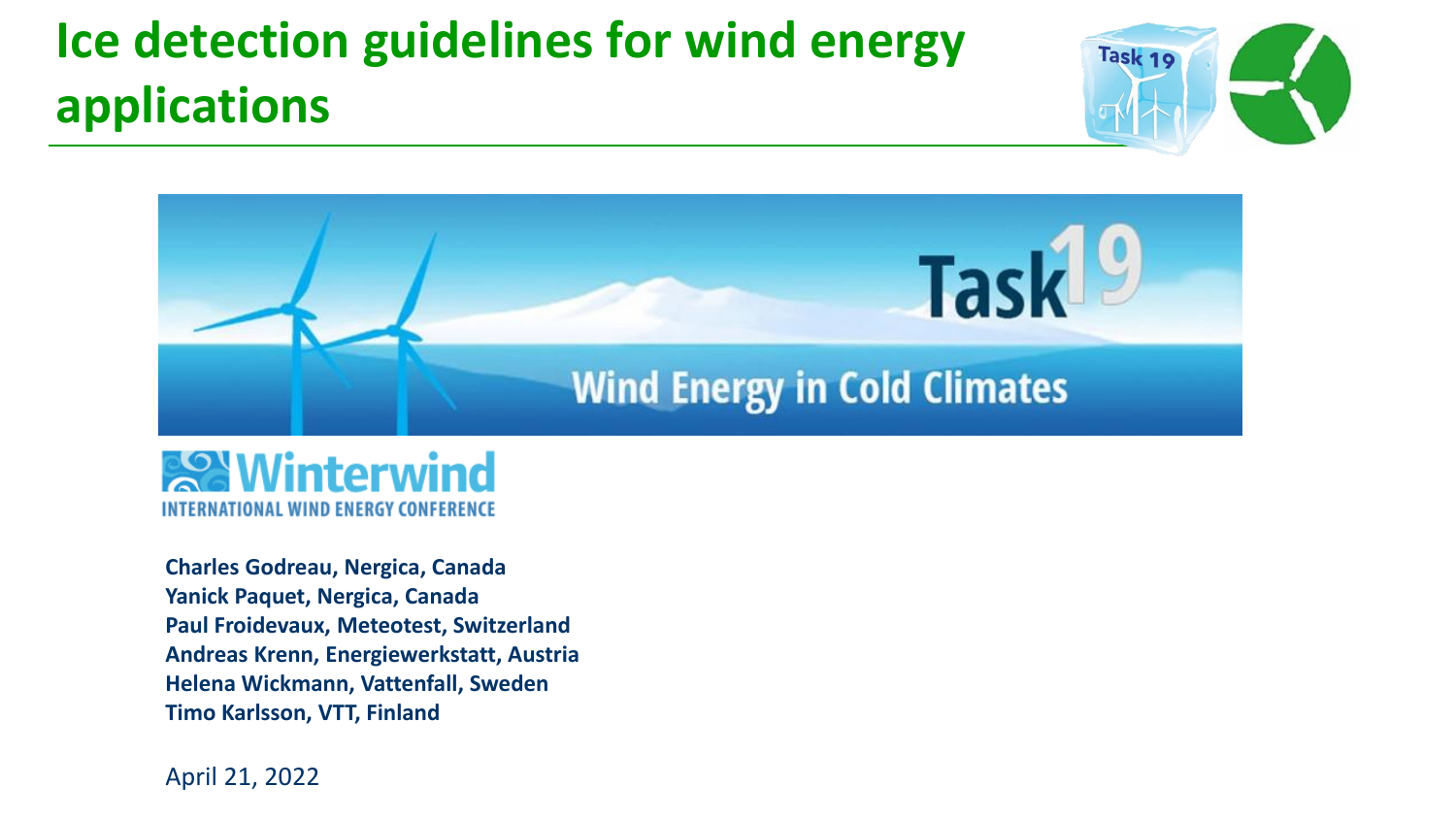# Ice detection guidelines for wind energy applications

Charles Godreau, Nergica, Canada
Yanick Paquet, Nergica, Canada
Paul Froidevaux, Meteotest, Switzerland
Andreas Krenn, Energiewerkstatt, Austria
Helena Wickmann, Vattenfall, Sweden
Timo Karlsson, VTT, Finland

April 21, 2022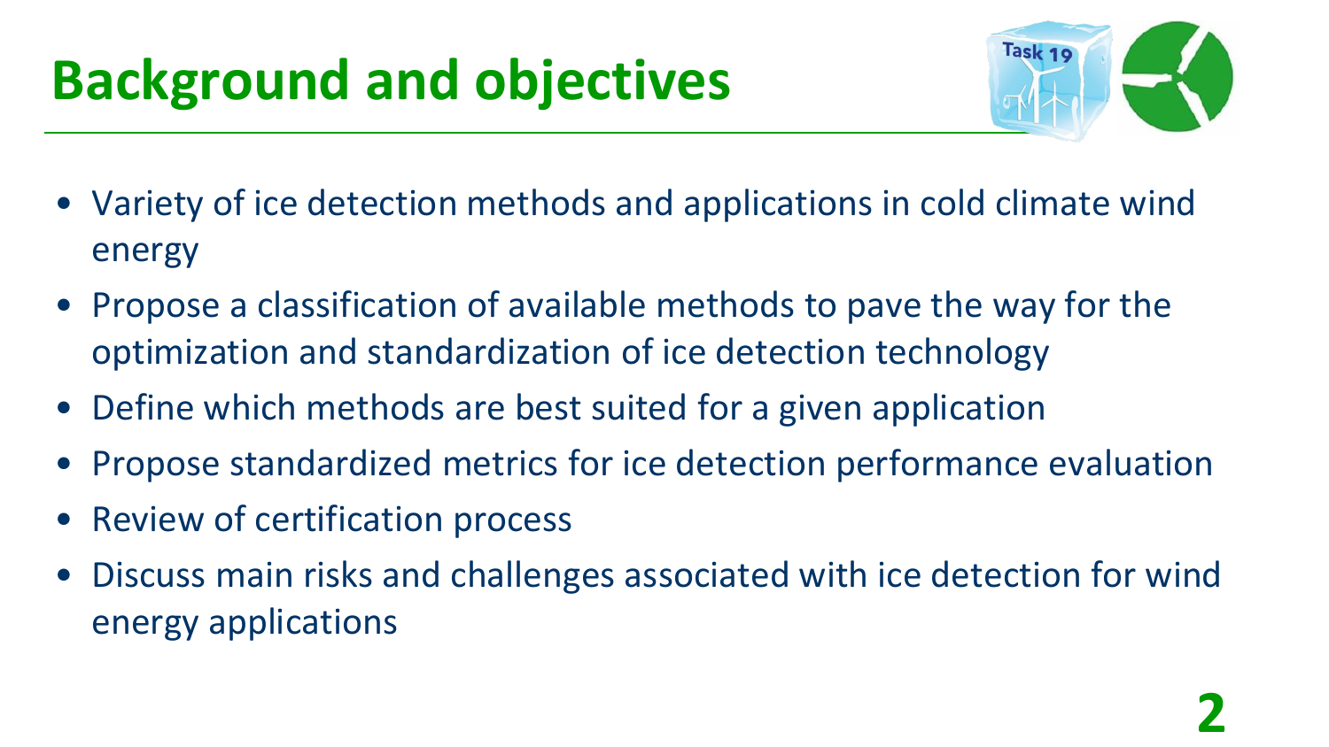# Background and objectives

- Variety of ice detection methods and applications in cold climate wind energy
- Propose a classification of available methods to pave the way for the optimization and standardization of ice detection technology
- Define which methods are best suited for a given application
- Propose standardized metrics for ice detection performance evaluation
- Review of certification process
- Discuss main risks and challenges associated with ice detection for wind energy applications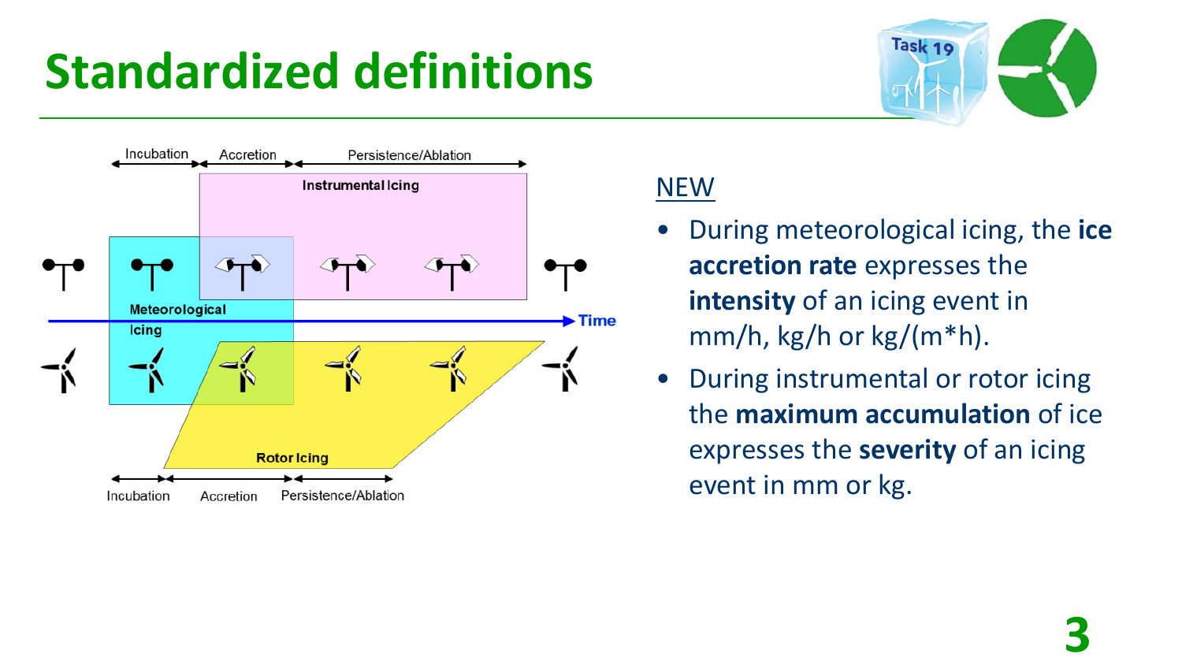# Standardized definitions

NEW

- During meteorological icing, the **ice accretion rate** expresses the **intensity** of an icing event in mm/h, kg/h or kg/(m*h).
- During instrumental or rotor icing the **maximum accumulation** of ice expresses the **severity** of an icing event in mm or kg.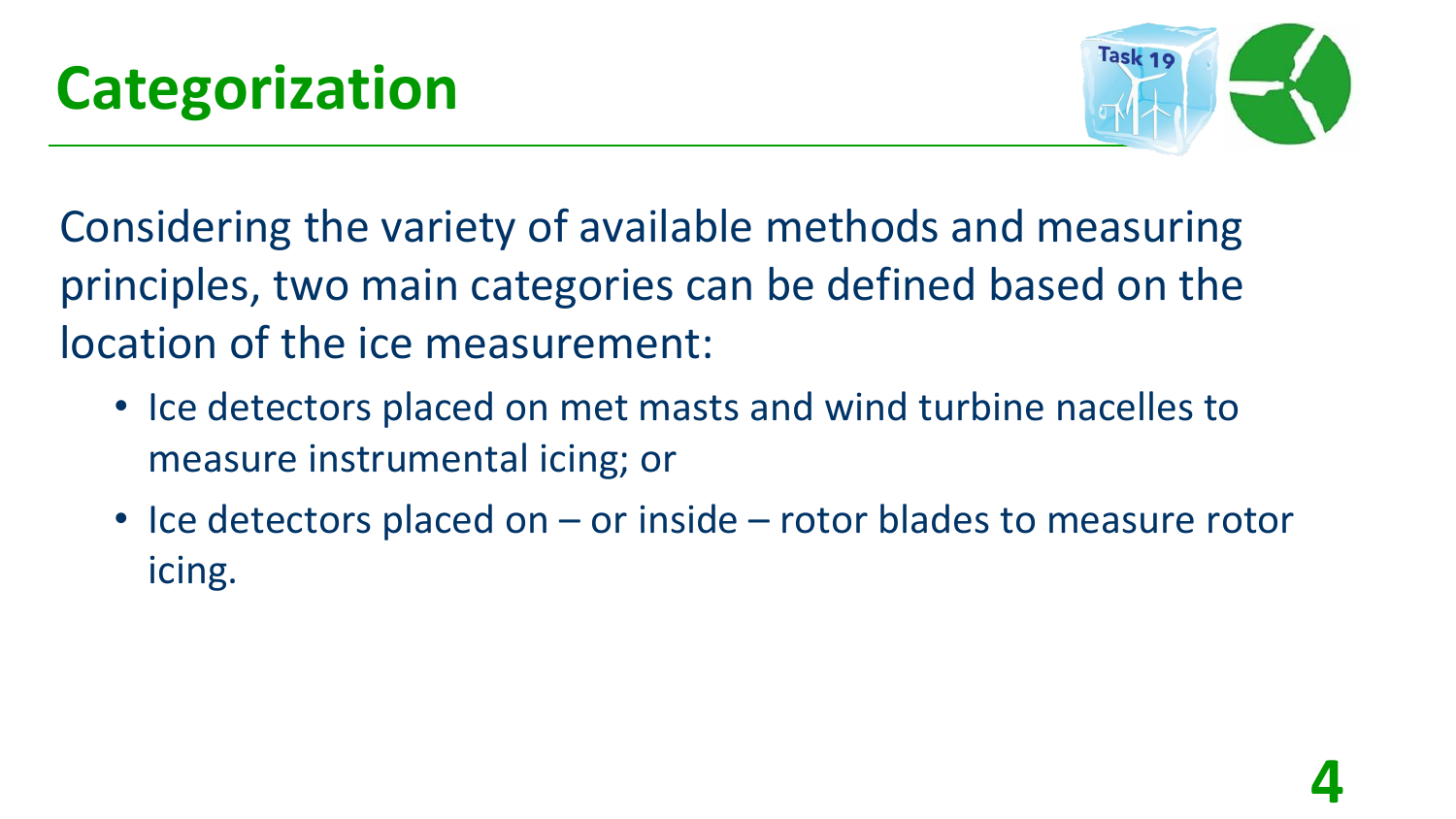# Categorization

Considering the variety of available methods and measuring principles, two main categories can be defined based on the location of the ice measurement:

- Ice detectors placed on met masts and wind turbine nacelles to measure instrumental icing; or
- Ice detectors placed on – or inside – rotor blades to measure rotor icing.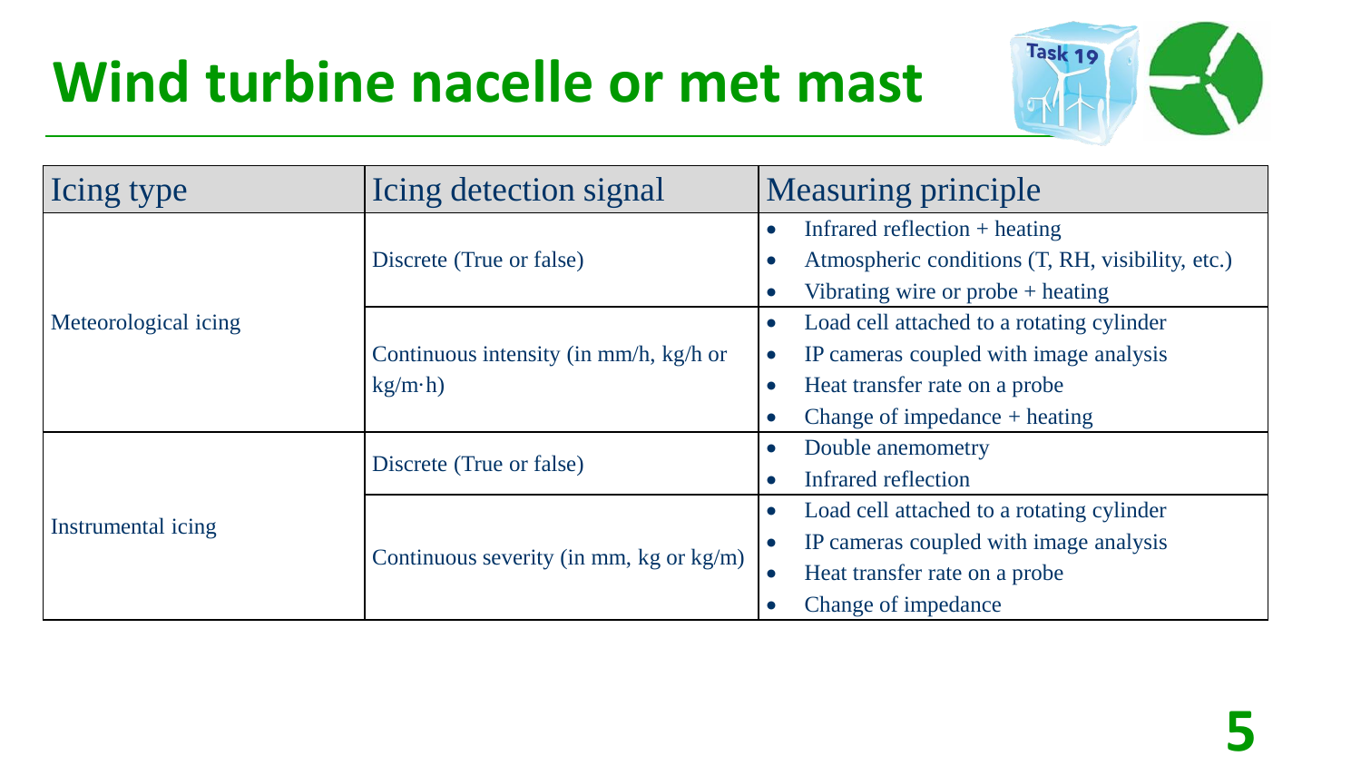# Wind turbine nacelle or met mast

| Icing type | Icing detection signal | Measuring principle |
|---|---|---|
| Meteorological icing | Discrete (True or false) | • Infrared reflection + heating<br>• Atmospheric conditions (T, RH, visibility, etc.)<br>• Vibrating wire or probe + heating |
| | Continuous intensity (in mm/h, kg/h or kg/m·h) | • Load cell attached to a rotating cylinder<br>• IP cameras coupled with image analysis<br>• Heat transfer rate on a probe<br>• Change of impedance + heating |
| Instrumental icing | Discrete (True or false) | • Double anemometry<br>• Infrared reflection |
| | Continuous severity (in mm, kg or kg/m) | • Load cell attached to a rotating cylinder<br>• IP cameras coupled with image analysis<br>• Heat transfer rate on a probe<br>• Change of impedance |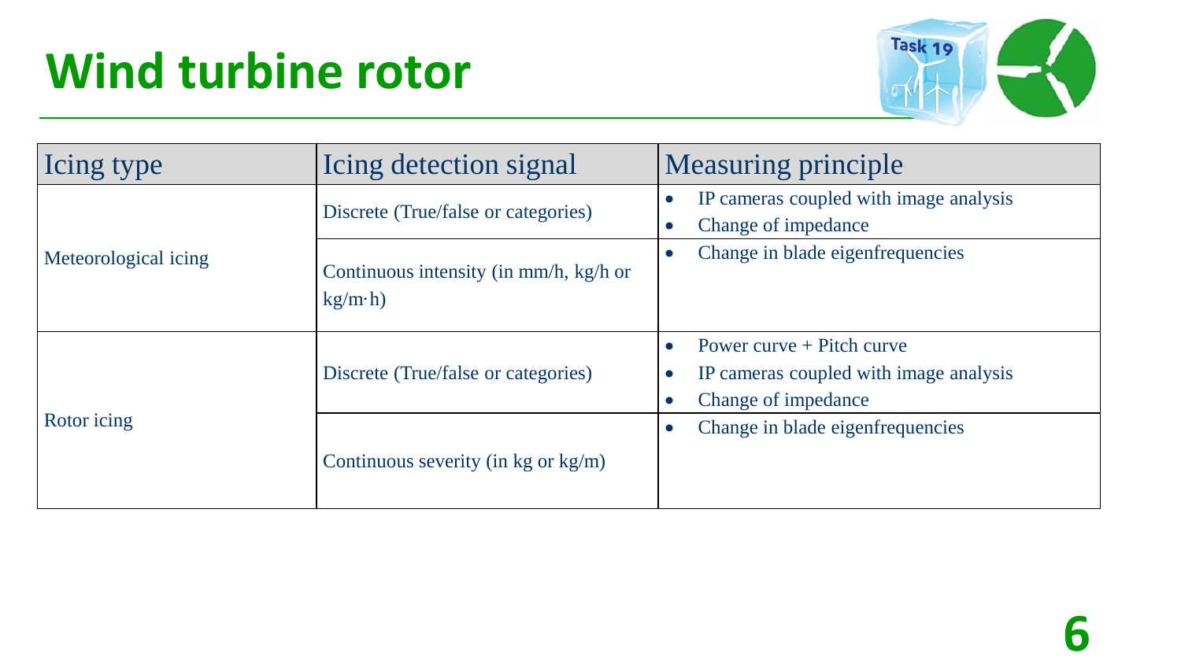# Wind turbine rotor

| Icing type | Icing detection signal | Measuring principle |
|---|---|---|
| Meteorological icing | Discrete (True/false or categories) | • IP cameras coupled with image analysis<br>• Change of impedance |
| | Continuous intensity (in mm/h, kg/h or kg/m·h) | • Change in blade eigenfrequencies |
| Rotor icing | Discrete (True/false or categories) | • Power curve + Pitch curve<br>• IP cameras coupled with image analysis<br>• Change of impedance |
| | Continuous severity (in kg or kg/m) | • Change in blade eigenfrequencies |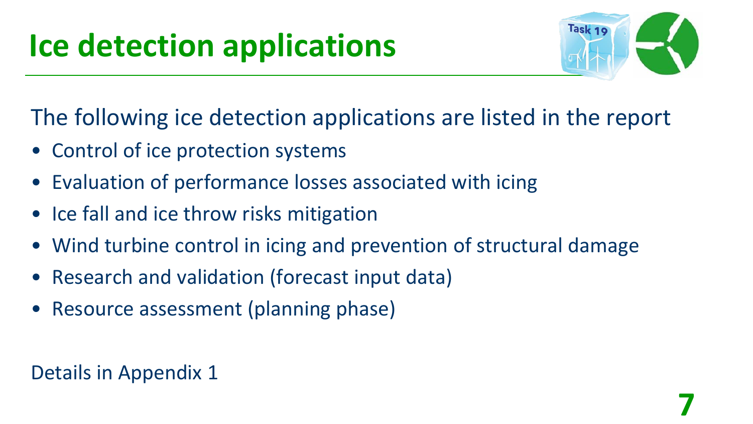# Ice detection applications

The following ice detection applications are listed in the report

- Control of ice protection systems
- Evaluation of performance losses associated with icing
- Ice fall and ice throw risks mitigation
- Wind turbine control in icing and prevention of structural damage
- Research and validation (forecast input data)
- Resource assessment (planning phase)

Details in Appendix 1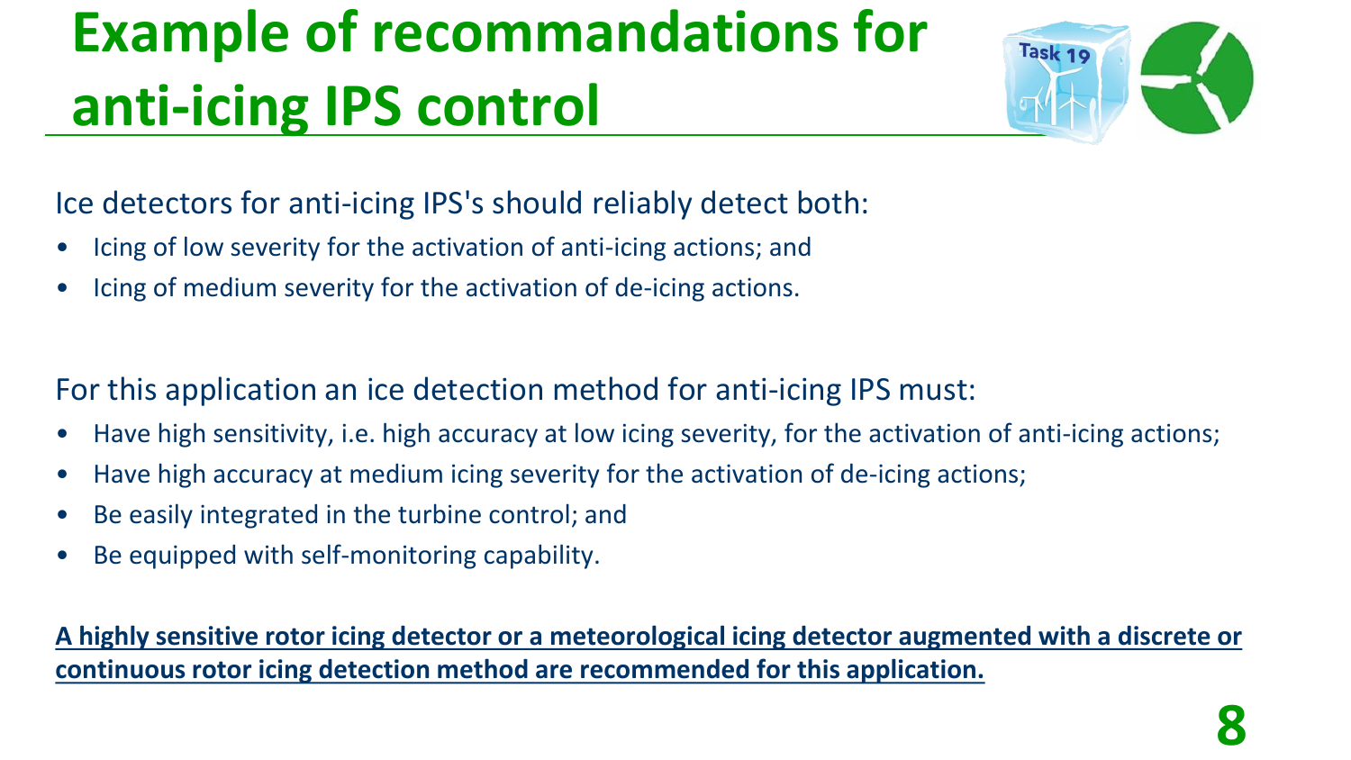# Example of recommandations for anti-icing IPS control

Ice detectors for anti-icing IPS's should reliably detect both:

- Icing of low severity for the activation of anti-icing actions; and
- Icing of medium severity for the activation of de-icing actions.

For this application an ice detection method for anti-icing IPS must:

- Have high sensitivity, i.e. high accuracy at low icing severity, for the activation of anti-icing actions;
- Have high accuracy at medium icing severity for the activation of de-icing actions;
- Be easily integrated in the turbine control; and
- Be equipped with self-monitoring capability.

**A highly sensitive rotor icing detector or a meteorological icing detector augmented with a discrete or continuous rotor icing detection method are recommended for this application.**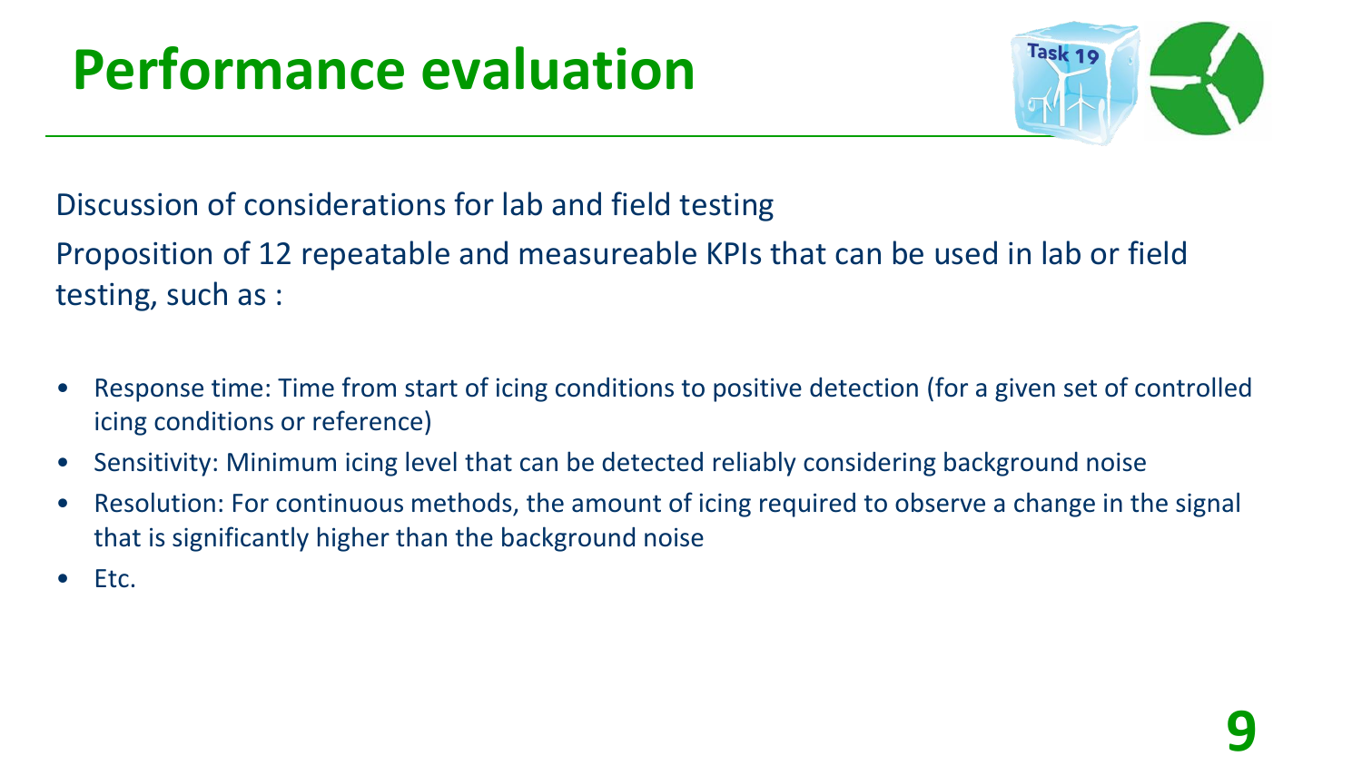# Performance evaluation

Discussion of considerations for lab and field testing

Proposition of 12 repeatable and measureable KPIs that can be used in lab or field testing, such as :

- Response time: Time from start of icing conditions to positive detection (for a given set of controlled icing conditions or reference)
- Sensitivity: Minimum icing level that can be detected reliably considering background noise
- Resolution: For continuous methods, the amount of icing required to observe a change in the signal that is significantly higher than the background noise
- Etc.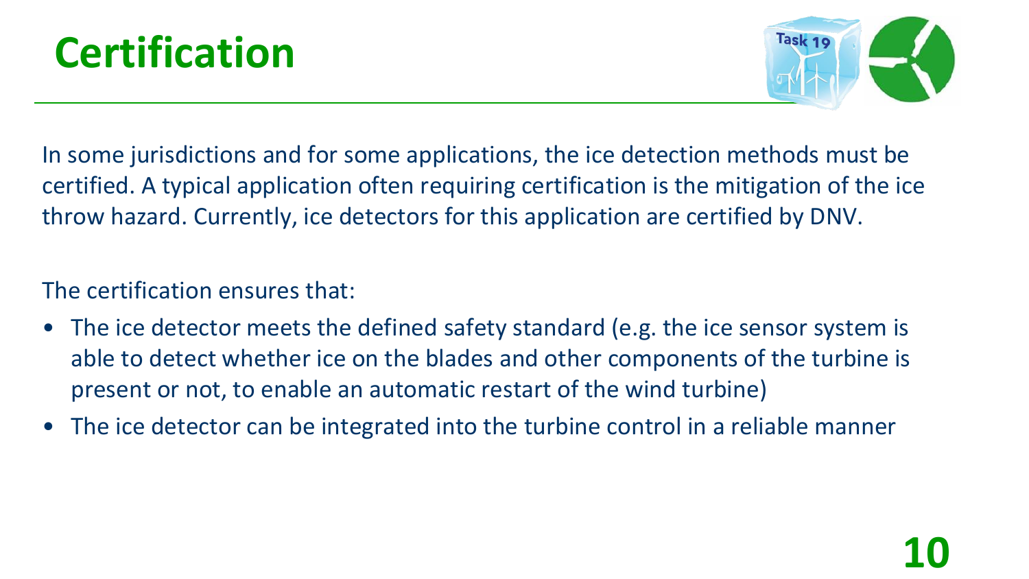# Certification

In some jurisdictions and for some applications, the ice detection methods must be certified. A typical application often requiring certification is the mitigation of the ice throw hazard. Currently, ice detectors for this application are certified by DNV.

The certification ensures that:

- The ice detector meets the defined safety standard (e.g. the ice sensor system is able to detect whether ice on the blades and other components of the turbine is present or not, to enable an automatic restart of the wind turbine)
- The ice detector can be integrated into the turbine control in a reliable manner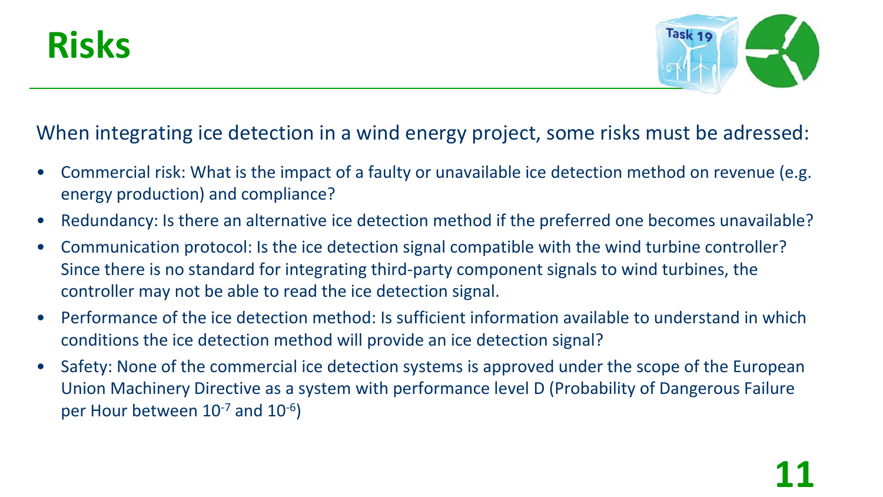# Risks

When integrating ice detection in a wind energy project, some risks must be adressed:

- Commercial risk: What is the impact of a faulty or unavailable ice detection method on revenue (e.g. energy production) and compliance?
- Redundancy: Is there an alternative ice detection method if the preferred one becomes unavailable?
- Communication protocol: Is the ice detection signal compatible with the wind turbine controller? Since there is no standard for integrating third-party component signals to wind turbines, the controller may not be able to read the ice detection signal.
- Performance of the ice detection method: Is sufficient information available to understand in which conditions the ice detection method will provide an ice detection signal?
- Safety: None of the commercial ice detection systems is approved under the scope of the European Union Machinery Directive as a system with performance level D (Probability of Dangerous Failure per Hour between $10^{-7}$ and $10^{-6}$)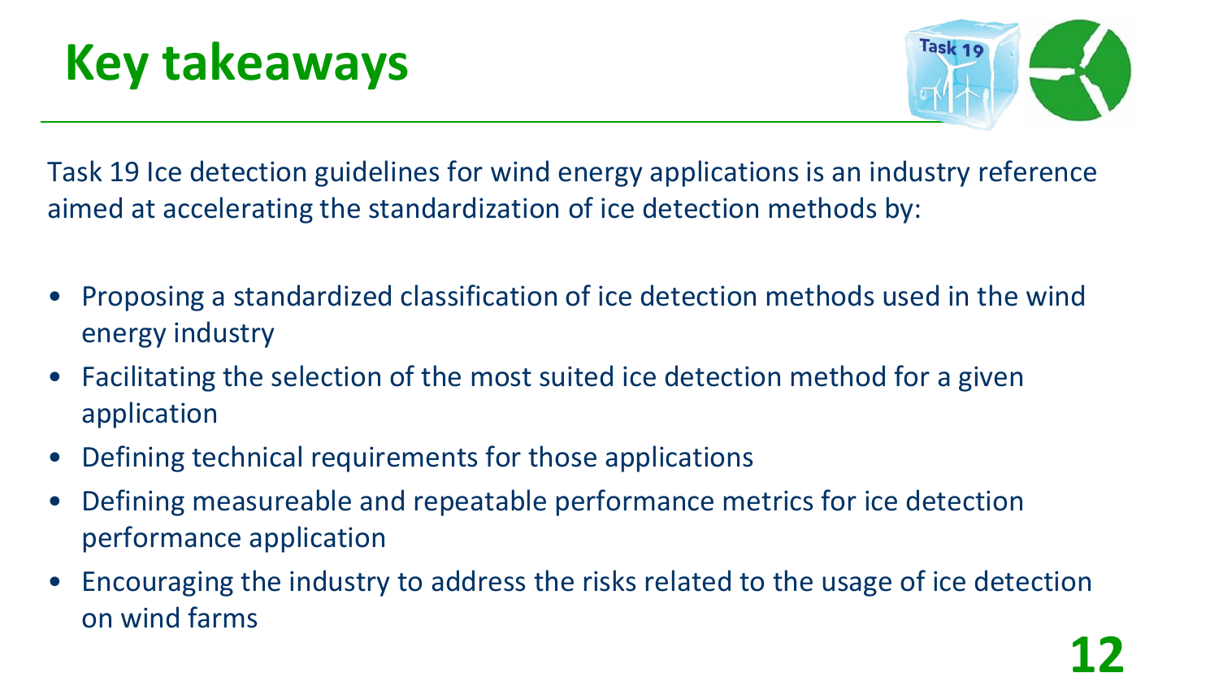# Key takeaways

Task 19 Ice detection guidelines for wind energy applications is an industry reference aimed at accelerating the standardization of ice detection methods by:

- Proposing a standardized classification of ice detection methods used in the wind energy industry
- Facilitating the selection of the most suited ice detection method for a given application
- Defining technical requirements for those applications
- Defining measureable and repeatable performance metrics for ice detection performance application
- Encouraging the industry to address the risks related to the usage of ice detection on wind farms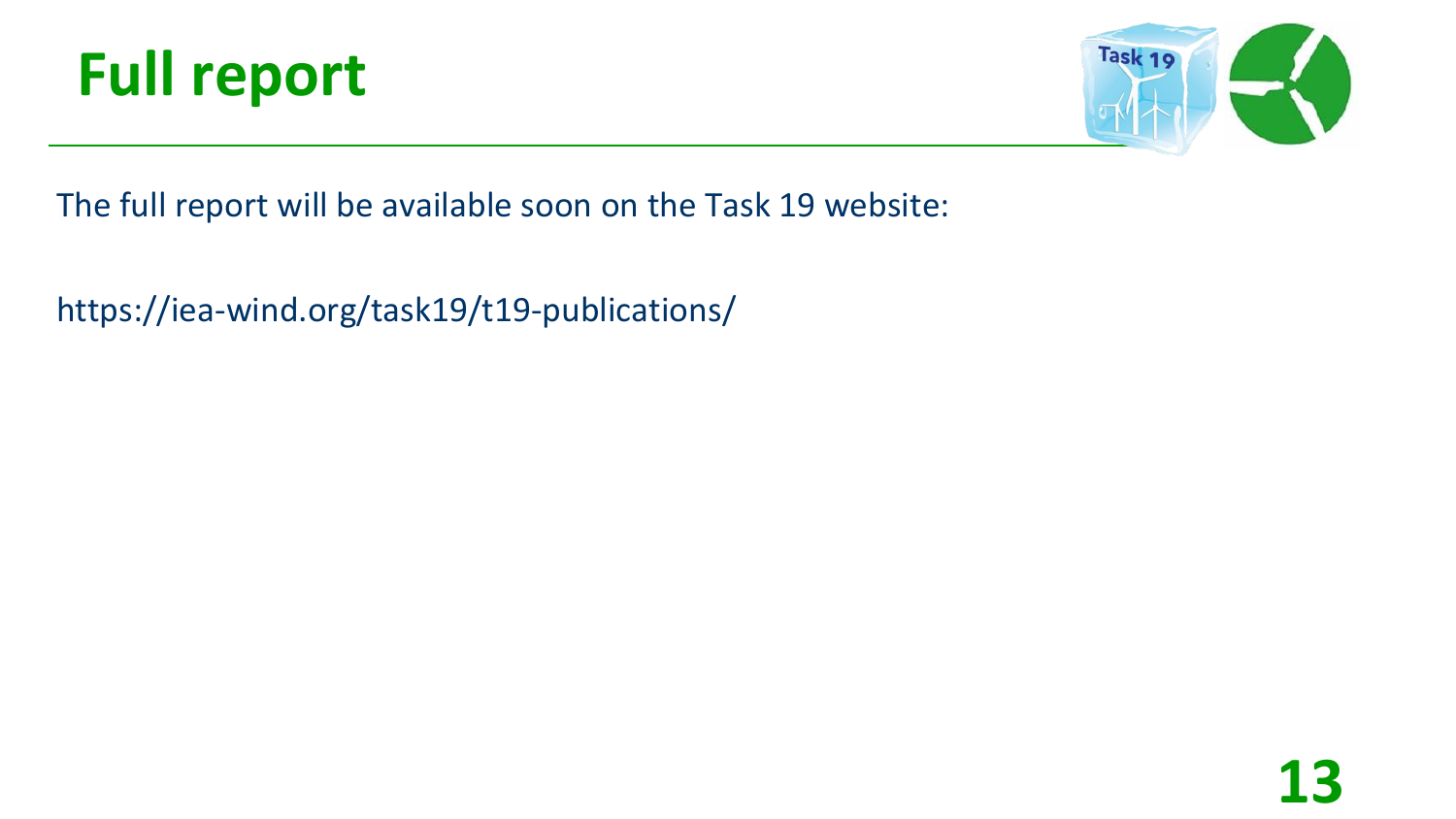# Full report

The full report will be available soon on the Task 19 website:

https://iea-wind.org/task19/t19-publications/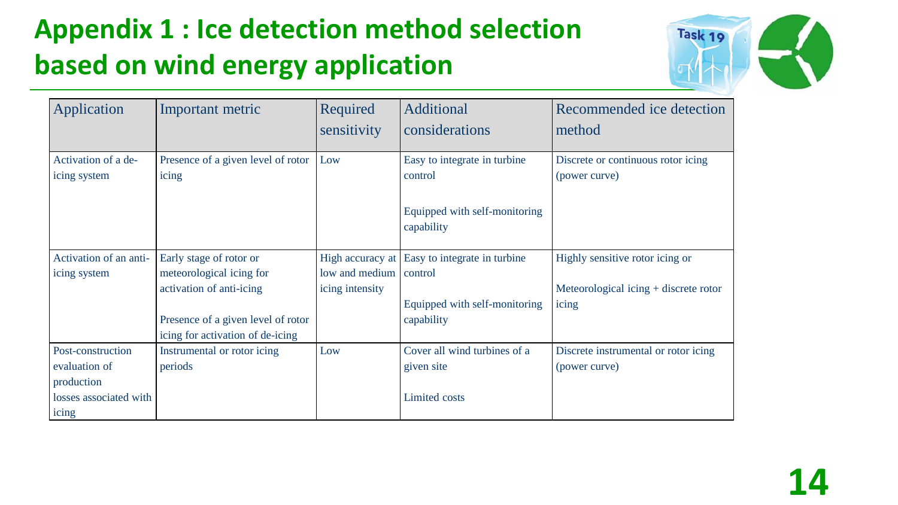# Appendix 1 : Ice detection method selection based on wind energy application

| Application | Important metric | Required sensitivity | Additional considerations | Recommended ice detection method |
|---|---|---|---|---|
| Activation of a de-icing system | Presence of a given level of rotor icing | Low | Easy to integrate in turbine control<br><br>Equipped with self-monitoring capability | Discrete or continuous rotor icing (power curve) |
| Activation of an anti-icing system | Early stage of rotor or meteorological icing for activation of anti-icing<br><br>Presence of a given level of rotor icing for activation of de-icing | High accuracy at low and medium icing intensity | Easy to integrate in turbine control<br><br>Equipped with self-monitoring capability | Highly sensitive rotor icing or<br><br>Meteorological icing + discrete rotor icing |
| Post-construction evaluation of production losses associated with icing | Instrumental or rotor icing periods | Low | Cover all wind turbines of a given site<br><br>Limited costs | Discrete instrumental or rotor icing (power curve) |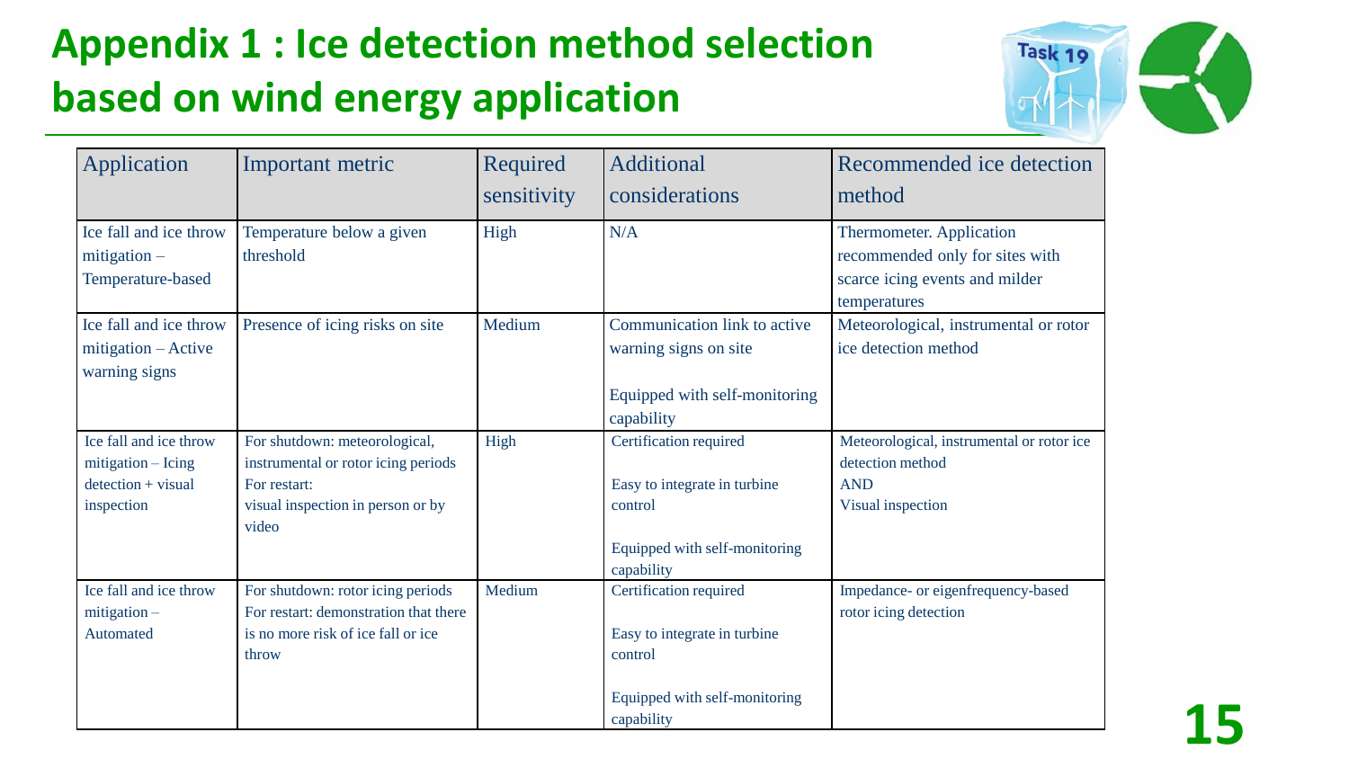# Appendix 1 : Ice detection method selection based on wind energy application

| Application | Important metric | Required sensitivity | Additional considerations | Recommended ice detection method |
|---|---|---|---|---|
| Ice fall and ice throw mitigation – Temperature-based | Temperature below a given threshold | High | N/A | Thermometer. Application recommended only for sites with scarce icing events and milder temperatures |
| Ice fall and ice throw mitigation – Active warning signs | Presence of icing risks on site | Medium | Communication link to active warning signs on site<br><br>Equipped with self-monitoring capability | Meteorological, instrumental or rotor ice detection method |
| Ice fall and ice throw mitigation – Icing detection + visual inspection | For shutdown: meteorological, instrumental or rotor icing periods<br>For restart:<br>visual inspection in person or by video | High | Certification required<br><br>Easy to integrate in turbine control<br><br>Equipped with self-monitoring capability | Meteorological, instrumental or rotor ice detection method<br>AND<br>Visual inspection |
| Ice fall and ice throw mitigation – Automated | For shutdown: rotor icing periods<br>For restart: demonstration that there is no more risk of ice fall or ice throw | Medium | Certification required<br><br>Easy to integrate in turbine control<br><br>Equipped with self-monitoring capability | Impedance- or eigenfrequency-based rotor icing detection |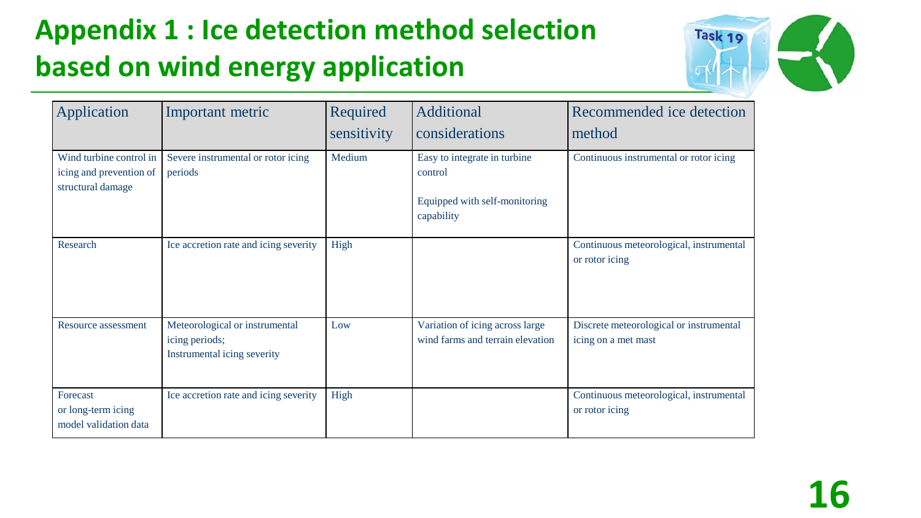# Appendix 1 : Ice detection method selection based on wind energy application

| Application | Important metric | Required sensitivity | Additional considerations | Recommended ice detection method |
|---|---|---|---|---|
| Wind turbine control in icing and prevention of structural damage | Severe instrumental or rotor icing periods | Medium | Easy to integrate in turbine control<br><br>Equipped with self-monitoring capability | Continuous instrumental or rotor icing |
| Research | Ice accretion rate and icing severity | High | | Continuous meteorological, instrumental or rotor icing |
| Resource assessment | Meteorological or instrumental icing periods;<br>Instrumental icing severity | Low | Variation of icing across large wind farms and terrain elevation | Discrete meteorological or instrumental icing on a met mast |
| Forecast or long-term icing model validation data | Ice accretion rate and icing severity | High | | Continuous meteorological, instrumental or rotor icing |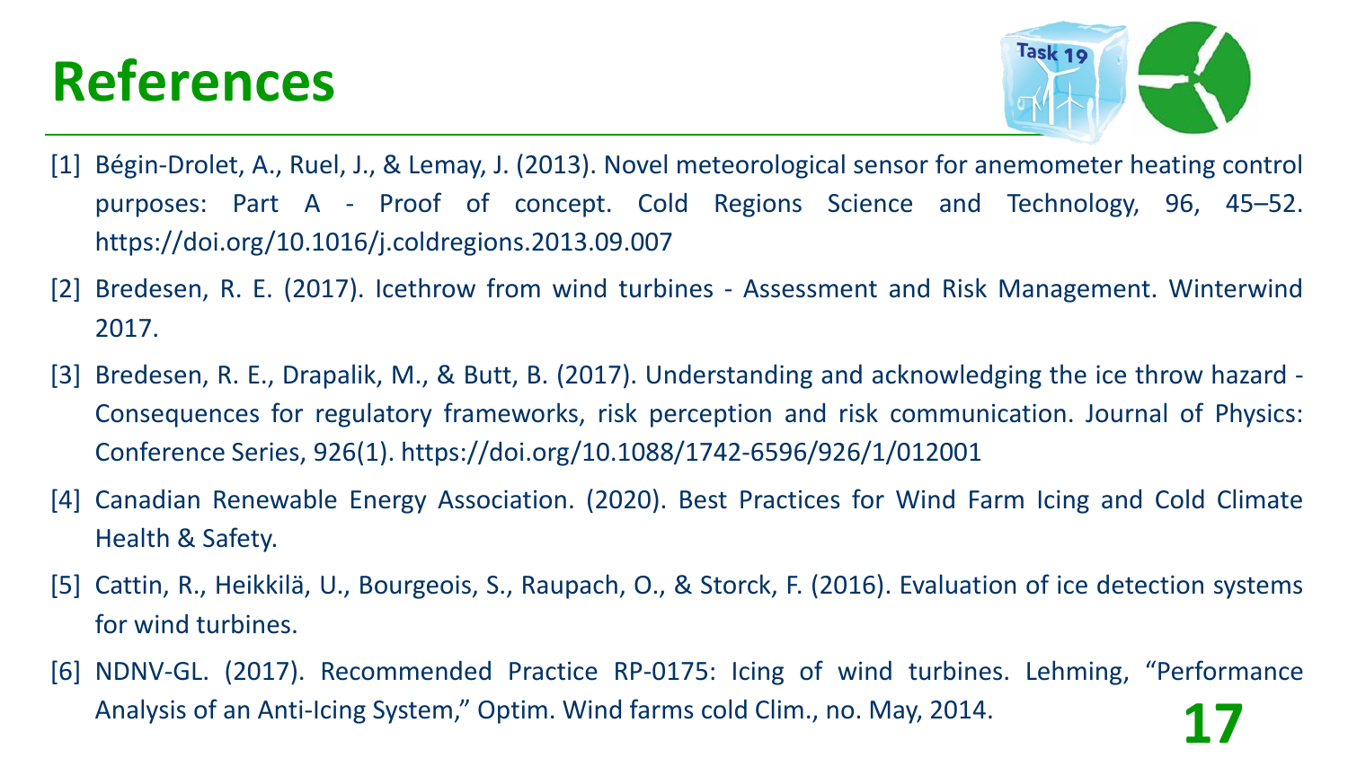# References

[1] Bégin-Drolet, A., Ruel, J., & Lemay, J. (2013). Novel meteorological sensor for anemometer heating control purposes: Part A - Proof of concept. Cold Regions Science and Technology, 96, 45–52. https://doi.org/10.1016/j.coldregions.2013.09.007

[2] Bredesen, R. E. (2017). Icethrow from wind turbines - Assessment and Risk Management. Winterwind 2017.

[3] Bredesen, R. E., Drapalik, M., & Butt, B. (2017). Understanding and acknowledging the ice throw hazard - Consequences for regulatory frameworks, risk perception and risk communication. Journal of Physics: Conference Series, 926(1). https://doi.org/10.1088/1742-6596/926/1/012001

[4] Canadian Renewable Energy Association. (2020). Best Practices for Wind Farm Icing and Cold Climate Health & Safety.

[5] Cattin, R., Heikkilä, U., Bourgeois, S., Raupach, O., & Storck, F. (2016). Evaluation of ice detection systems for wind turbines.

[6] NDNV-GL. (2017). Recommended Practice RP-0175: Icing of wind turbines. Lehming, "Performance Analysis of an Anti-Icing System," Optim. Wind farms cold Clim., no. May, 2014.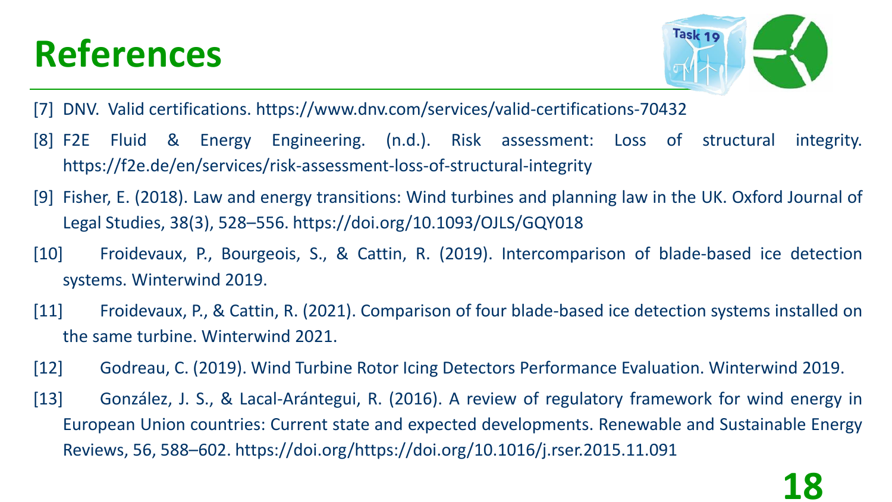# References

[7] DNV. Valid certifications. https://www.dnv.com/services/valid-certifications-70432

[8] F2E Fluid & Energy Engineering. (n.d.). Risk assessment: Loss of structural integrity. https://f2e.de/en/services/risk-assessment-loss-of-structural-integrity

[9] Fisher, E. (2018). Law and energy transitions: Wind turbines and planning law in the UK. Oxford Journal of Legal Studies, 38(3), 528–556. https://doi.org/10.1093/OJLS/GQY018

[10] Froidevaux, P., Bourgeois, S., & Cattin, R. (2019). Intercomparison of blade-based ice detection systems. Winterwind 2019.

[11] Froidevaux, P., & Cattin, R. (2021). Comparison of four blade-based ice detection systems installed on the same turbine. Winterwind 2021.

[12] Godreau, C. (2019). Wind Turbine Rotor Icing Detectors Performance Evaluation. Winterwind 2019.

[13] González, J. S., & Lacal-Arántegui, R. (2016). A review of regulatory framework for wind energy in European Union countries: Current state and expected developments. Renewable and Sustainable Energy Reviews, 56, 588–602. https://doi.org/https://doi.org/10.1016/j.rser.2015.11.091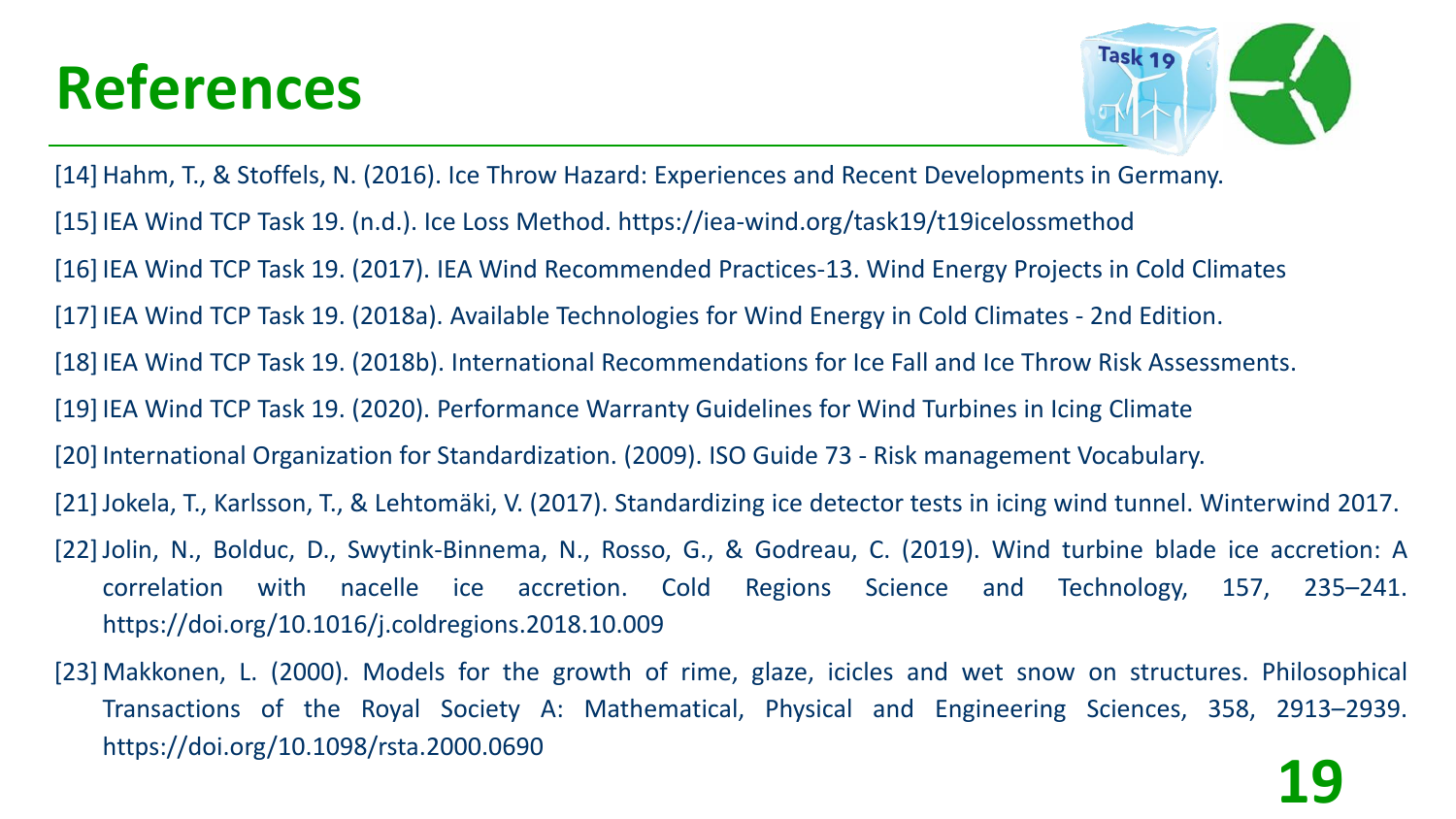# References

[14] Hahm, T., & Stoffels, N. (2016). Ice Throw Hazard: Experiences and Recent Developments in Germany.

[15] IEA Wind TCP Task 19. (n.d.). Ice Loss Method. https://iea-wind.org/task19/t19icelossmethod

[16] IEA Wind TCP Task 19. (2017). IEA Wind Recommended Practices-13. Wind Energy Projects in Cold Climates

[17] IEA Wind TCP Task 19. (2018a). Available Technologies for Wind Energy in Cold Climates - 2nd Edition.

[18] IEA Wind TCP Task 19. (2018b). International Recommendations for Ice Fall and Ice Throw Risk Assessments.

[19] IEA Wind TCP Task 19. (2020). Performance Warranty Guidelines for Wind Turbines in Icing Climate

[20] International Organization for Standardization. (2009). ISO Guide 73 - Risk management Vocabulary.

[21] Jokela, T., Karlsson, T., & Lehtomäki, V. (2017). Standardizing ice detector tests in icing wind tunnel. Winterwind 2017.

[22] Jolin, N., Bolduc, D., Swytink-Binnema, N., Rosso, G., & Godreau, C. (2019). Wind turbine blade ice accretion: A correlation with nacelle ice accretion. Cold Regions Science and Technology, 157, 235–241. https://doi.org/10.1016/j.coldregions.2018.10.009

[23] Makkonen, L. (2000). Models for the growth of rime, glaze, icicles and wet snow on structures. Philosophical Transactions of the Royal Society A: Mathematical, Physical and Engineering Sciences, 358, 2913–2939. https://doi.org/10.1098/rsta.2000.0690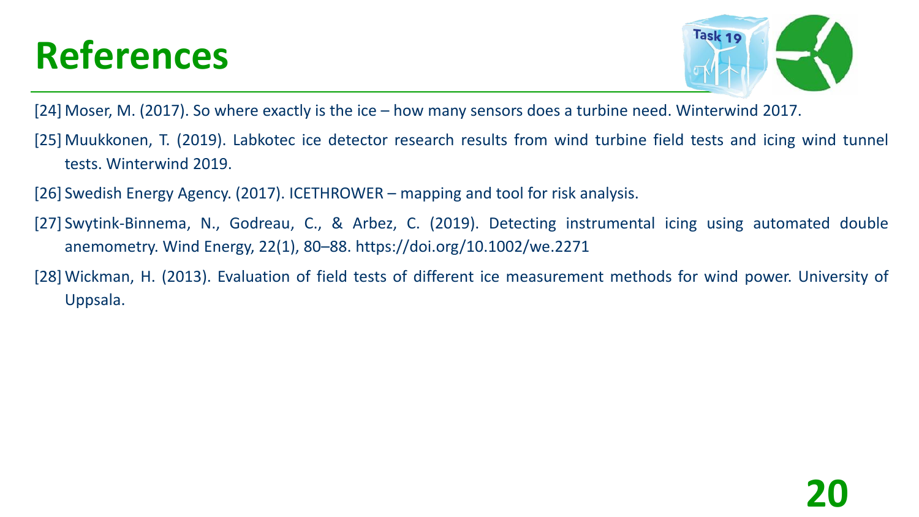# References

[24] Moser, M. (2017). So where exactly is the ice – how many sensors does a turbine need. Winterwind 2017.

[25] Muukkonen, T. (2019). Labkotec ice detector research results from wind turbine field tests and icing wind tunnel tests. Winterwind 2019.

[26] Swedish Energy Agency. (2017). ICETHROWER – mapping and tool for risk analysis.

[27] Swytink-Binnema, N., Godreau, C., & Arbez, C. (2019). Detecting instrumental icing using automated double anemometry. Wind Energy, 22(1), 80–88. https://doi.org/10.1002/we.2271

[28] Wickman, H. (2013). Evaluation of field tests of different ice measurement methods for wind power. University of Uppsala.